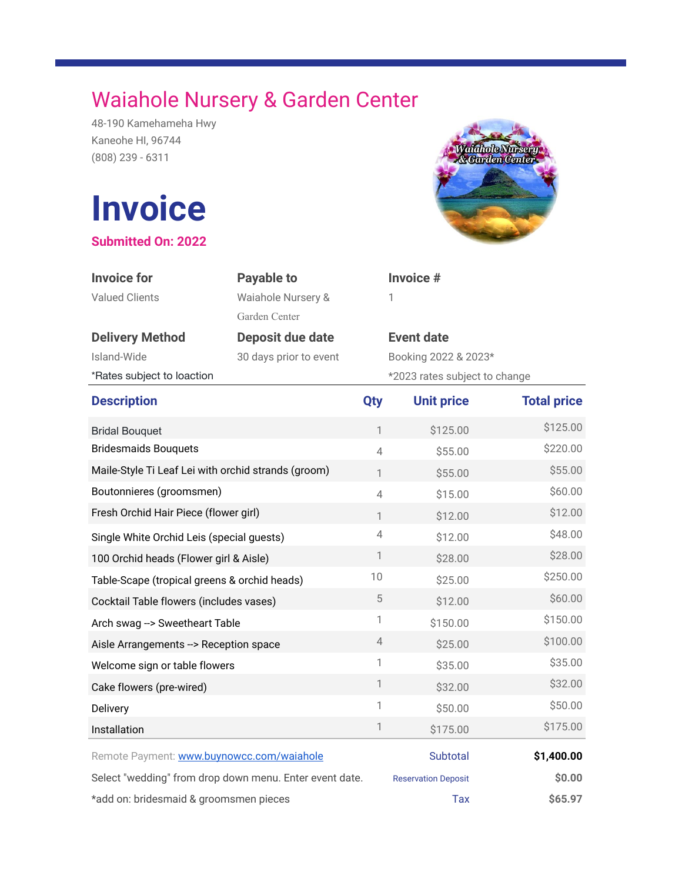# Waiahole Nursery & Garden Center

48-190 Kamehameha Hwy
Kaneohe HI, 96744
(808) 239 - 6311

# Invoice

**Submitted On: 2022**

| Invoice for | Payable to | Invoice # |
|---|---|---|
| Valued Clients | Waiahole Nursery & Garden Center | 1 |

| Delivery Method | Deposit due date | Event date |
|---|---|---|
| Island-Wide | 30 days prior to event | Booking 2022 & 2023* |
| *Rates subject to loaction | | *2023 rates subject to change |

| Description | Qty | Unit price | Total price |
|---|---|---|---|
| Bridal Bouquet | 1 | $125.00 | $125.00 |
| Bridesmaids Bouquets | 4 | $55.00 | $220.00 |
| Maile-Style Ti Leaf Lei with orchid strands (groom) | 1 | $55.00 | $55.00 |
| Boutonnieres (groomsmen) | 4 | $15.00 | $60.00 |
| Fresh Orchid Hair Piece (flower girl) | 1 | $12.00 | $12.00 |
| Single White Orchid Leis (special guests) | 4 | $12.00 | $48.00 |
| 100 Orchid heads (Flower girl & Aisle) | 1 | $28.00 | $28.00 |
| Table-Scape (tropical greens & orchid heads) | 10 | $25.00 | $250.00 |
| Cocktail Table flowers (includes vases) | 5 | $12.00 | $60.00 |
| Arch swag --> Sweetheart Table | 1 | $150.00 | $150.00 |
| Aisle Arrangements --> Reception space | 4 | $25.00 | $100.00 |
| Welcome sign or table flowers | 1 | $35.00 | $35.00 |
| Cake flowers (pre-wired) | 1 | $32.00 | $32.00 |
| Delivery | 1 | $50.00 | $50.00 |
| Installation | 1 | $175.00 | $175.00 |

Remote Payment: [www.buynowcc.com/waiahole](www.buynowcc.com/waiahole)

Select "wedding" from drop down menu. Enter event date.

*add on: bridesmaid & groomsmen pieces

| | |
|---|---|
| Subtotal | **$1,400.00** |
| Reservation Deposit | **$0.00** |
| Tax | **$65.97** |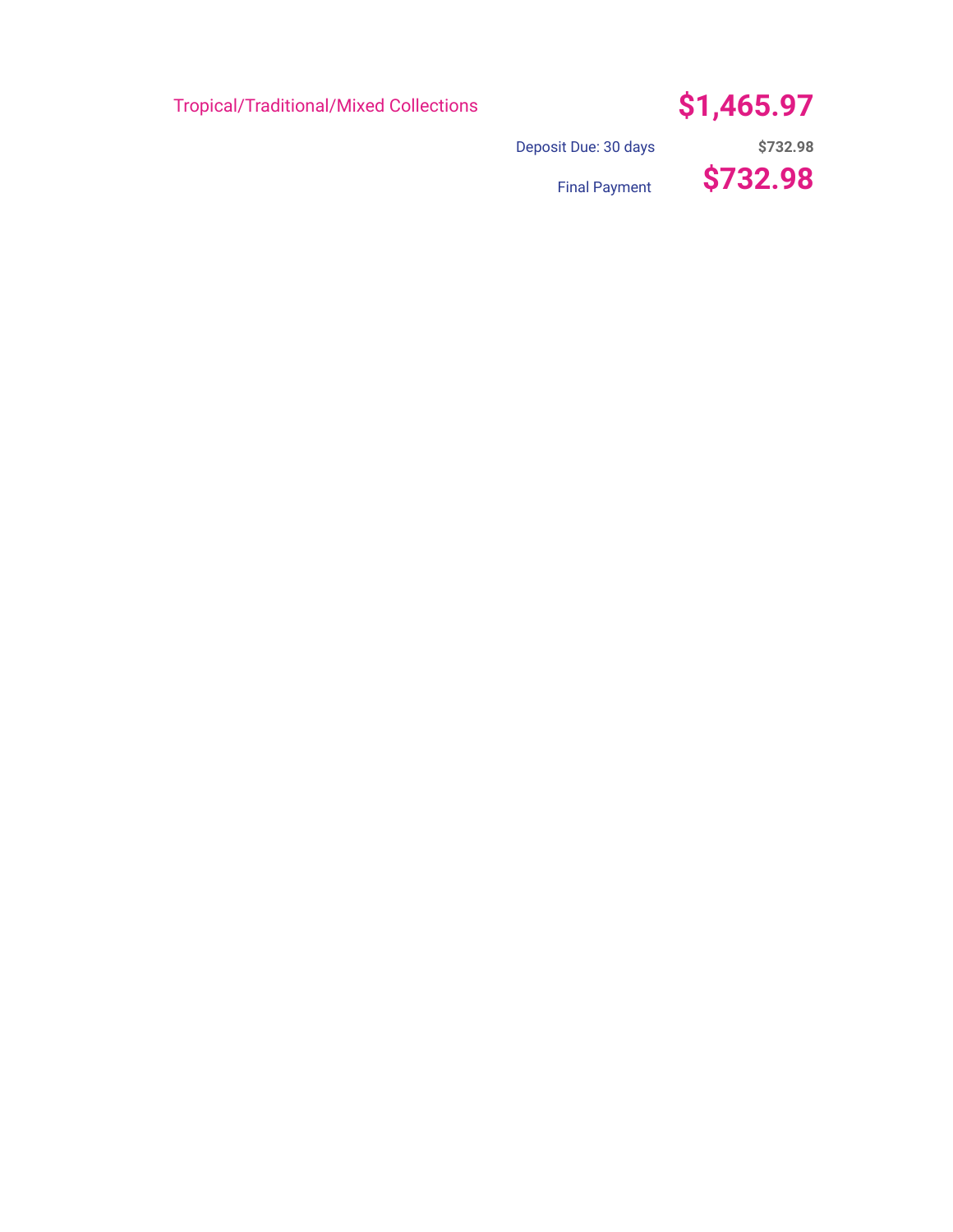| | |
|---|---|
| Tropical/Traditional/Mixed Collections | **$1,465.97** |
| Deposit Due: 30 days | **$732.98** |
| Final Payment | **$732.98** |